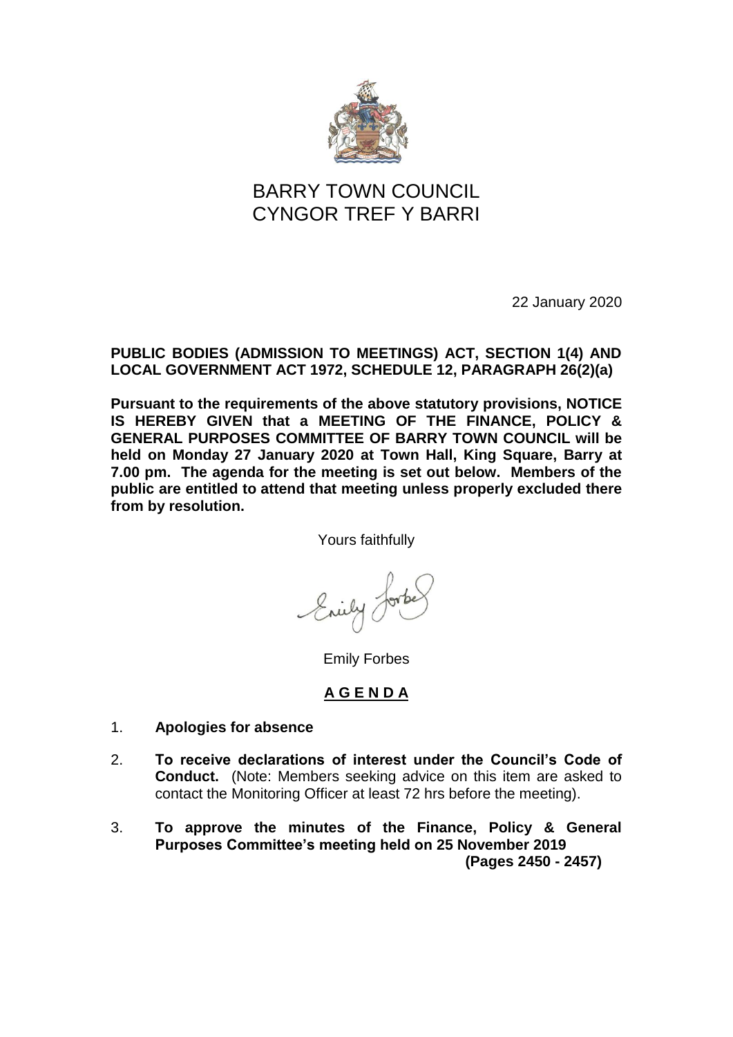# BARRY TOWN COUNCIL
# CYNGOR TREF Y BARRI

22 January 2020

**PUBLIC BODIES (ADMISSION TO MEETINGS) ACT, SECTION 1(4) AND LOCAL GOVERNMENT ACT 1972, SCHEDULE 12, PARAGRAPH 26(2)(a)**

**Pursuant to the requirements of the above statutory provisions, NOTICE IS HEREBY GIVEN that a MEETING OF THE FINANCE, POLICY & GENERAL PURPOSES COMMITTEE OF BARRY TOWN COUNCIL will be held on Monday 27 January 2020 at Town Hall, King Square, Barry at 7.00 pm. The agenda for the meeting is set out below. Members of the public are entitled to attend that meeting unless properly excluded there from by resolution.**

Yours faithfully

Emily Forbes

## A G E N D A

1. **Apologies for absence**

2. **To receive declarations of interest under the Council's Code of Conduct.** (Note: Members seeking advice on this item are asked to contact the Monitoring Officer at least 72 hrs before the meeting).

3. **To approve the minutes of the Finance, Policy & General Purposes Committee's meeting held on 25 November 2019**
   **(Pages 2450 - 2457)**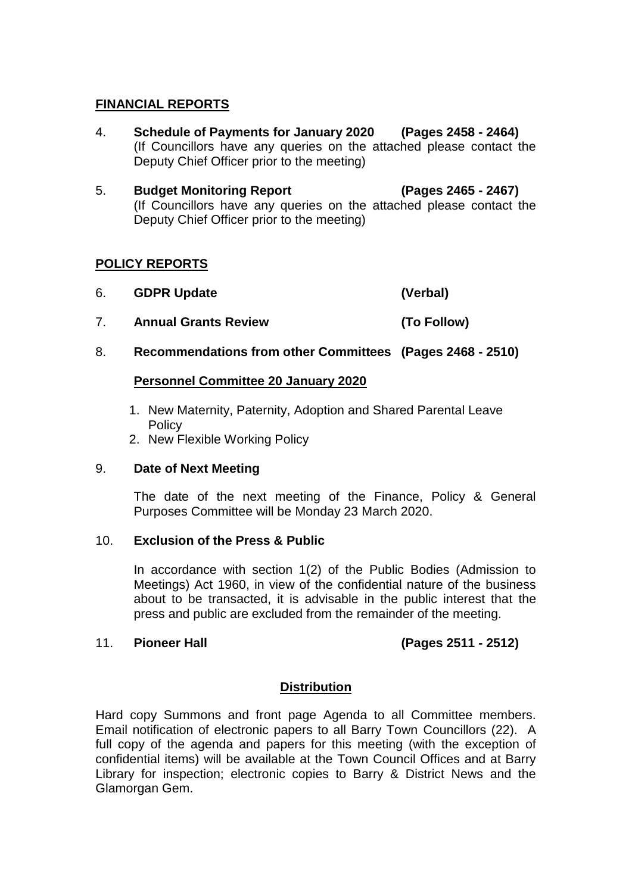## FINANCIAL REPORTS

4. **Schedule of Payments for January 2020 (Pages 2458 - 2464)**
   (If Councillors have any queries on the attached please contact the Deputy Chief Officer prior to the meeting)

5. **Budget Monitoring Report (Pages 2465 - 2467)**
   (If Councillors have any queries on the attached please contact the Deputy Chief Officer prior to the meeting)

## POLICY REPORTS

6. **GDPR Update (Verbal)**

7. **Annual Grants Review (To Follow)**

8. **Recommendations from other Committees (Pages 2468 - 2510)**

   **Personnel Committee 20 January 2020**

   1. New Maternity, Paternity, Adoption and Shared Parental Leave Policy
   2. New Flexible Working Policy

9. **Date of Next Meeting**

   The date of the next meeting of the Finance, Policy & General Purposes Committee will be Monday 23 March 2020.

10. **Exclusion of the Press & Public**

    In accordance with section 1(2) of the Public Bodies (Admission to Meetings) Act 1960, in view of the confidential nature of the business about to be transacted, it is advisable in the public interest that the press and public are excluded from the remainder of the meeting.

11. **Pioneer Hall (Pages 2511 - 2512)**

### Distribution

Hard copy Summons and front page Agenda to all Committee members. Email notification of electronic papers to all Barry Town Councillors (22). A full copy of the agenda and papers for this meeting (with the exception of confidential items) will be available at the Town Council Offices and at Barry Library for inspection; electronic copies to Barry & District News and the Glamorgan Gem.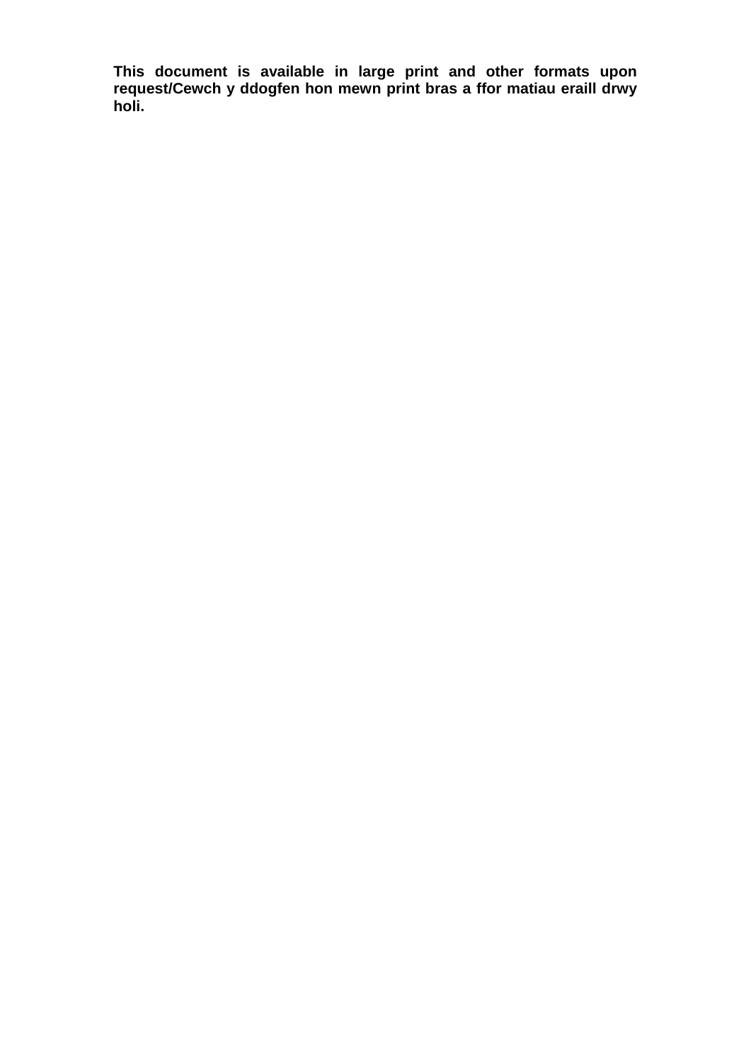**This document is available in large print and other formats upon request/Cewch y ddogfen hon mewn print bras a ffor matiau eraill drwy holi.**